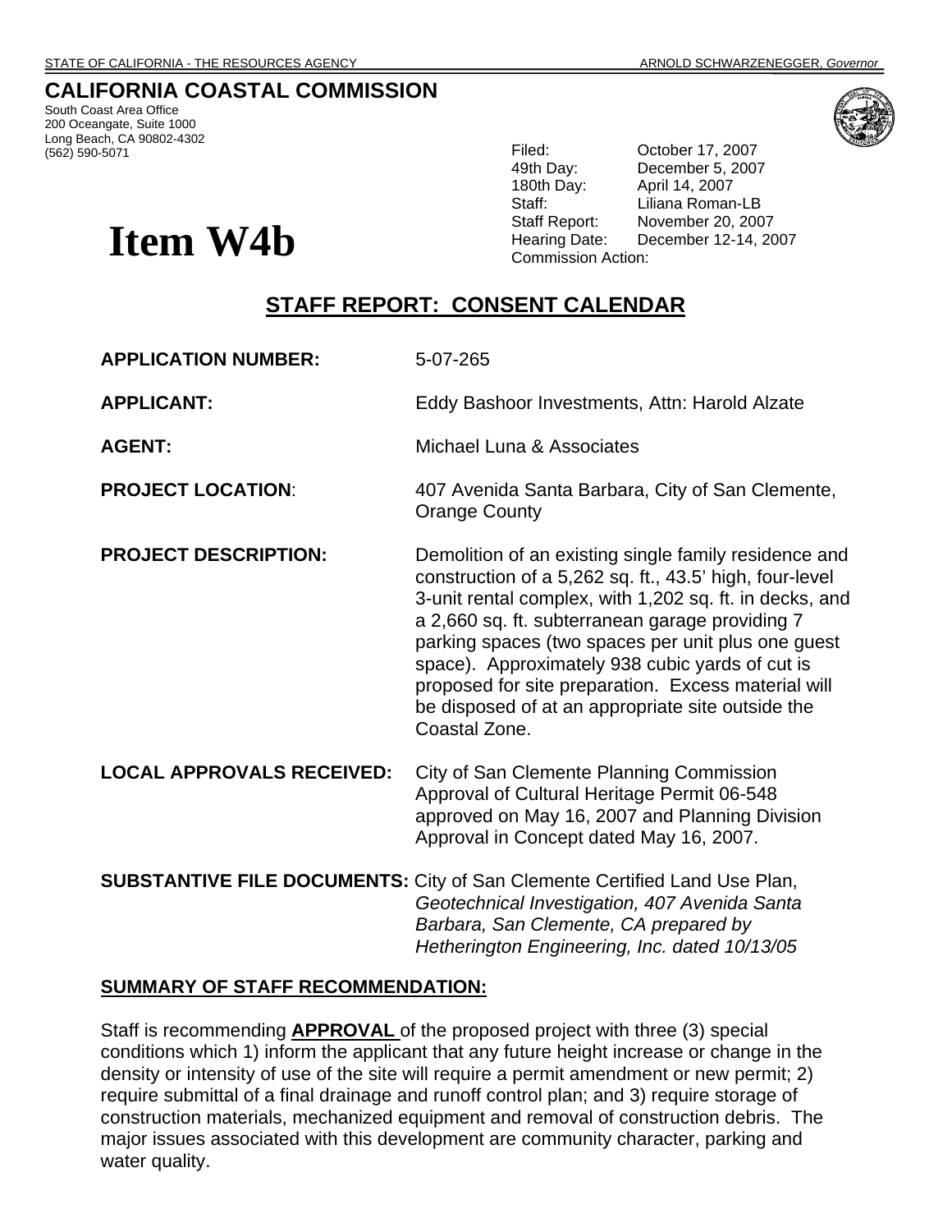STATE OF CALIFORNIA - THE RESOURCES AGENCY ARNOLD SCHWARZENEGGER, *Governor*

## CALIFORNIA COASTAL COMMISSION

South Coast Area Office
200 Oceangate, Suite 1000
Long Beach, CA 90802-4302
(562) 590-5071

| | |
|---|---|
| Filed: | October 17, 2007 |
| 49th Day: | December 5, 2007 |
| 180th Day: | April 14, 2007 |
| Staff: | Liliana Roman-LB |
| Staff Report: | November 20, 2007 |
| Hearing Date: | December 12-14, 2007 |
| Commission Action: | |

# Item W4b

## STAFF REPORT: CONSENT CALENDAR

**APPLICATION NUMBER:** 5-07-265

**APPLICANT:** Eddy Bashoor Investments, Attn: Harold Alzate

**AGENT:** Michael Luna & Associates

**PROJECT LOCATION:** 407 Avenida Santa Barbara, City of San Clemente, Orange County

**PROJECT DESCRIPTION:** Demolition of an existing single family residence and construction of a 5,262 sq. ft., 43.5' high, four-level 3-unit rental complex, with 1,202 sq. ft. in decks, and a 2,660 sq. ft. subterranean garage providing 7 parking spaces (two spaces per unit plus one guest space). Approximately 938 cubic yards of cut is proposed for site preparation. Excess material will be disposed of at an appropriate site outside the Coastal Zone.

**LOCAL APPROVALS RECEIVED:** City of San Clemente Planning Commission Approval of Cultural Heritage Permit 06-548 approved on May 16, 2007 and Planning Division Approval in Concept dated May 16, 2007.

**SUBSTANTIVE FILE DOCUMENTS:** City of San Clemente Certified Land Use Plan, *Geotechnical Investigation, 407 Avenida Santa Barbara, San Clemente, CA prepared by Hetherington Engineering, Inc. dated 10/13/05*

**SUMMARY OF STAFF RECOMMENDATION:**

Staff is recommending **APPROVAL** of the proposed project with three (3) special conditions which 1) inform the applicant that any future height increase or change in the density or intensity of use of the site will require a permit amendment or new permit; 2) require submittal of a final drainage and runoff control plan; and 3) require storage of construction materials, mechanized equipment and removal of construction debris. The major issues associated with this development are community character, parking and water quality.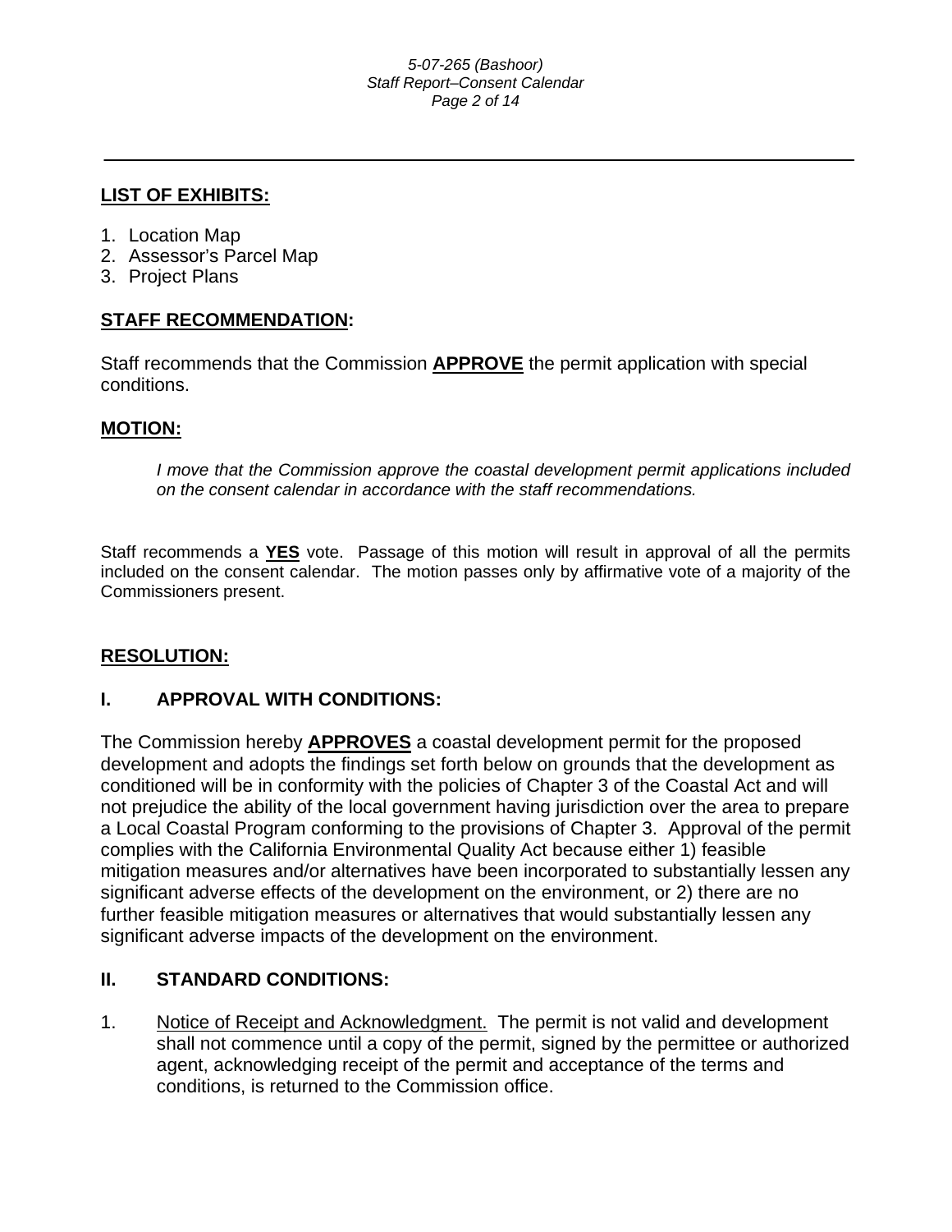**LIST OF EXHIBITS:**

1. Location Map
2. Assessor's Parcel Map
3. Project Plans

**STAFF RECOMMENDATION:**

Staff recommends that the Commission **APPROVE** the permit application with special conditions.

**MOTION:**

*I move that the Commission approve the coastal development permit applications included on the consent calendar in accordance with the staff recommendations.*

Staff recommends a **YES** vote. Passage of this motion will result in approval of all the permits included on the consent calendar. The motion passes only by affirmative vote of a majority of the Commissioners present.

**RESOLUTION:**

## I. APPROVAL WITH CONDITIONS:

The Commission hereby **APPROVES** a coastal development permit for the proposed development and adopts the findings set forth below on grounds that the development as conditioned will be in conformity with the policies of Chapter 3 of the Coastal Act and will not prejudice the ability of the local government having jurisdiction over the area to prepare a Local Coastal Program conforming to the provisions of Chapter 3. Approval of the permit complies with the California Environmental Quality Act because either 1) feasible mitigation measures and/or alternatives have been incorporated to substantially lessen any significant adverse effects of the development on the environment, or 2) there are no further feasible mitigation measures or alternatives that would substantially lessen any significant adverse impacts of the development on the environment.

## II. STANDARD CONDITIONS:

1. Notice of Receipt and Acknowledgment. The permit is not valid and development shall not commence until a copy of the permit, signed by the permittee or authorized agent, acknowledging receipt of the permit and acceptance of the terms and conditions, is returned to the Commission office.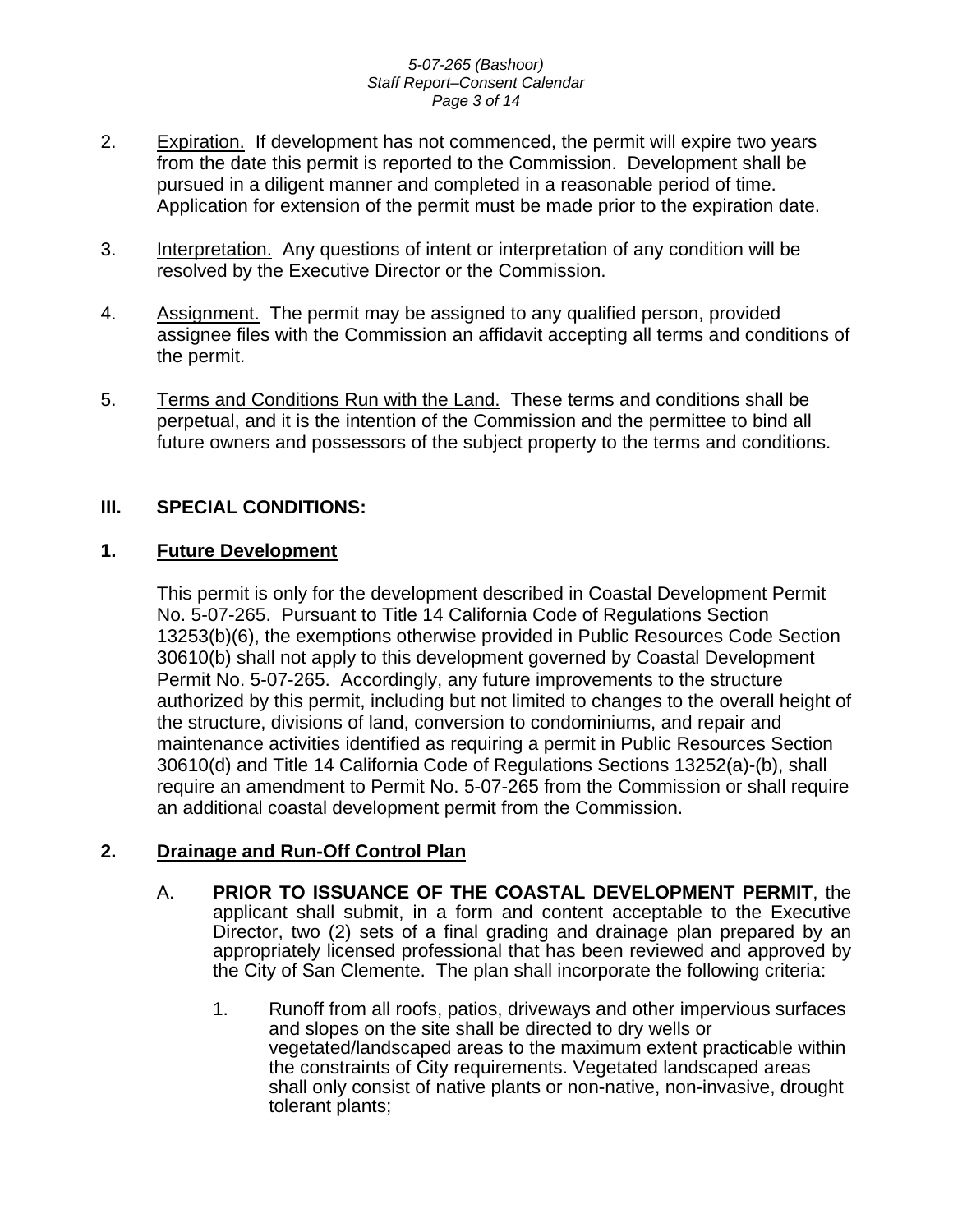2. Expiration. If development has not commenced, the permit will expire two years from the date this permit is reported to the Commission. Development shall be pursued in a diligent manner and completed in a reasonable period of time. Application for extension of the permit must be made prior to the expiration date.

3. Interpretation. Any questions of intent or interpretation of any condition will be resolved by the Executive Director or the Commission.

4. Assignment. The permit may be assigned to any qualified person, provided assignee files with the Commission an affidavit accepting all terms and conditions of the permit.

5. Terms and Conditions Run with the Land. These terms and conditions shall be perpetual, and it is the intention of the Commission and the permittee to bind all future owners and possessors of the subject property to the terms and conditions.

## III. SPECIAL CONDITIONS:

### 1. Future Development

This permit is only for the development described in Coastal Development Permit No. 5-07-265. Pursuant to Title 14 California Code of Regulations Section 13253(b)(6), the exemptions otherwise provided in Public Resources Code Section 30610(b) shall not apply to this development governed by Coastal Development Permit No. 5-07-265. Accordingly, any future improvements to the structure authorized by this permit, including but not limited to changes to the overall height of the structure, divisions of land, conversion to condominiums, and repair and maintenance activities identified as requiring a permit in Public Resources Section 30610(d) and Title 14 California Code of Regulations Sections 13252(a)-(b), shall require an amendment to Permit No. 5-07-265 from the Commission or shall require an additional coastal development permit from the Commission.

### 2. Drainage and Run-Off Control Plan

A. **PRIOR TO ISSUANCE OF THE COASTAL DEVELOPMENT PERMIT**, the applicant shall submit, in a form and content acceptable to the Executive Director, two (2) sets of a final grading and drainage plan prepared by an appropriately licensed professional that has been reviewed and approved by the City of San Clemente. The plan shall incorporate the following criteria:

1. Runoff from all roofs, patios, driveways and other impervious surfaces and slopes on the site shall be directed to dry wells or vegetated/landscaped areas to the maximum extent practicable within the constraints of City requirements. Vegetated landscaped areas shall only consist of native plants or non-native, non-invasive, drought tolerant plants;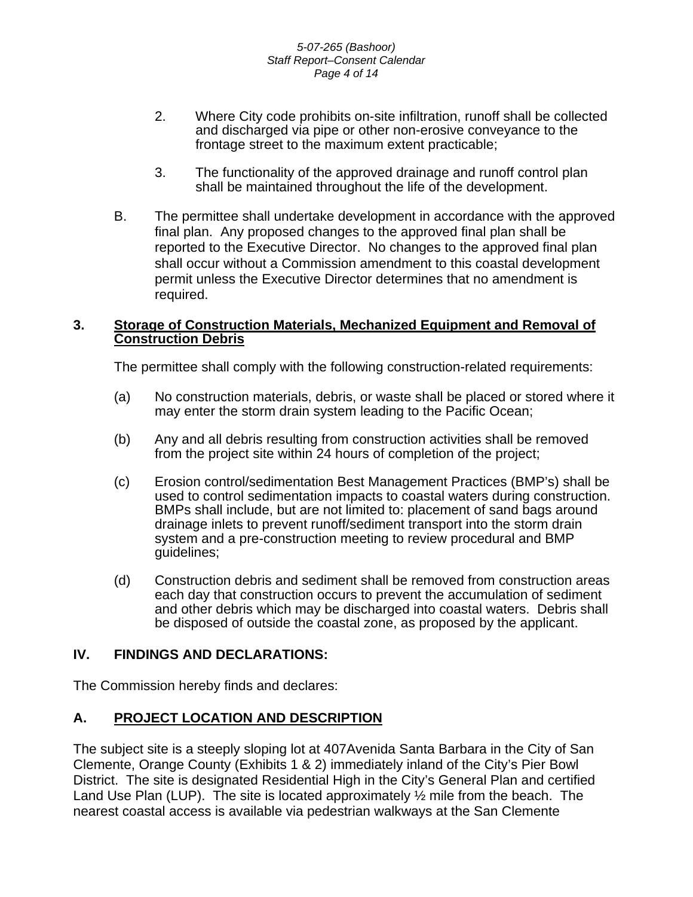2. Where City code prohibits on-site infiltration, runoff shall be collected and discharged via pipe or other non-erosive conveyance to the frontage street to the maximum extent practicable;

3. The functionality of the approved drainage and runoff control plan shall be maintained throughout the life of the development.

B. The permittee shall undertake development in accordance with the approved final plan. Any proposed changes to the approved final plan shall be reported to the Executive Director. No changes to the approved final plan shall occur without a Commission amendment to this coastal development permit unless the Executive Director determines that no amendment is required.

**3. <u>Storage of Construction Materials, Mechanized Equipment and Removal of Construction Debris</u>**

The permittee shall comply with the following construction-related requirements:

(a) No construction materials, debris, or waste shall be placed or stored where it may enter the storm drain system leading to the Pacific Ocean;

(b) Any and all debris resulting from construction activities shall be removed from the project site within 24 hours of completion of the project;

(c) Erosion control/sedimentation Best Management Practices (BMP's) shall be used to control sedimentation impacts to coastal waters during construction. BMPs shall include, but are not limited to: placement of sand bags around drainage inlets to prevent runoff/sediment transport into the storm drain system and a pre-construction meeting to review procedural and BMP guidelines;

(d) Construction debris and sediment shall be removed from construction areas each day that construction occurs to prevent the accumulation of sediment and other debris which may be discharged into coastal waters. Debris shall be disposed of outside the coastal zone, as proposed by the applicant.

## IV. FINDINGS AND DECLARATIONS:

The Commission hereby finds and declares:

### A. <u>PROJECT LOCATION AND DESCRIPTION</u>

The subject site is a steeply sloping lot at 407Avenida Santa Barbara in the City of San Clemente, Orange County (Exhibits 1 & 2) immediately inland of the City's Pier Bowl District. The site is designated Residential High in the City's General Plan and certified Land Use Plan (LUP). The site is located approximately ½ mile from the beach. The nearest coastal access is available via pedestrian walkways at the San Clemente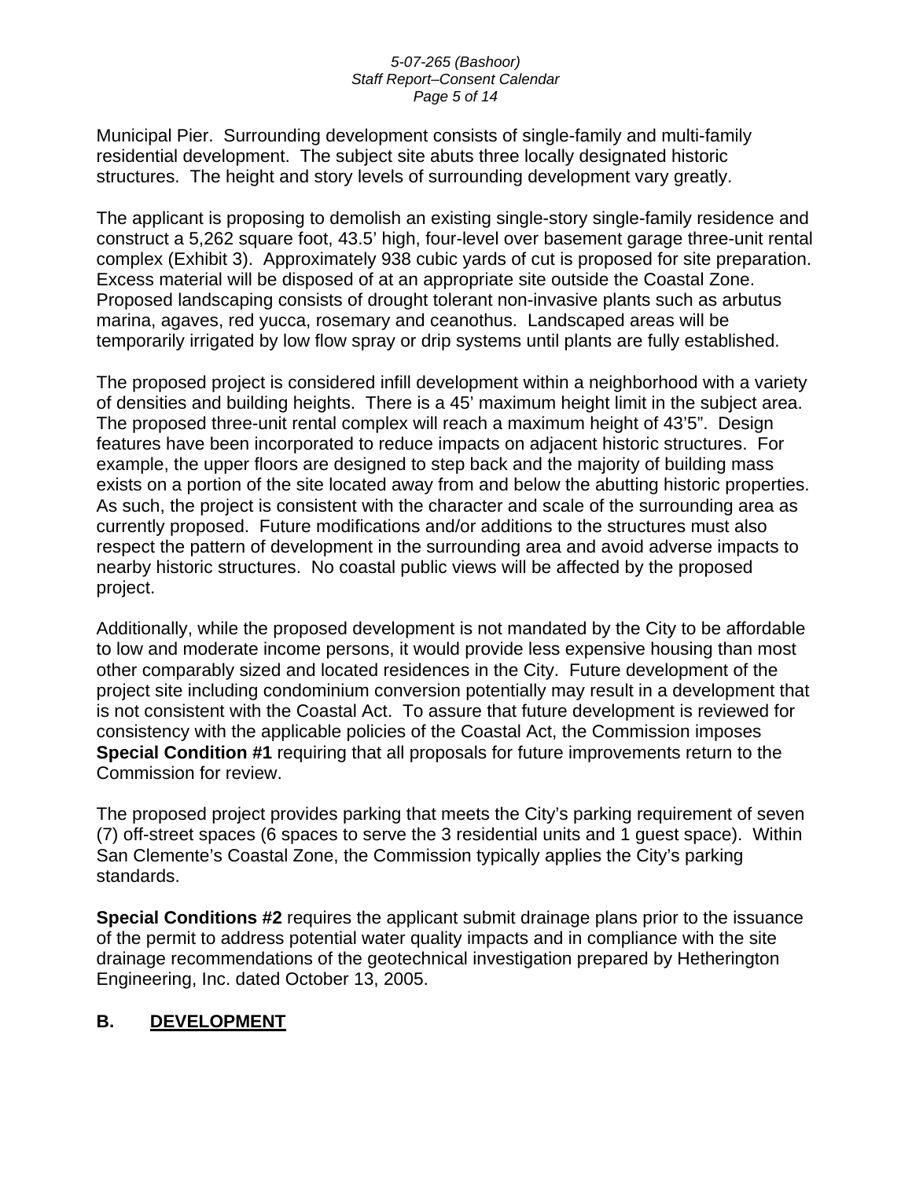Municipal Pier. Surrounding development consists of single-family and multi-family residential development. The subject site abuts three locally designated historic structures. The height and story levels of surrounding development vary greatly.

The applicant is proposing to demolish an existing single-story single-family residence and construct a 5,262 square foot, 43.5' high, four-level over basement garage three-unit rental complex (Exhibit 3). Approximately 938 cubic yards of cut is proposed for site preparation. Excess material will be disposed of at an appropriate site outside the Coastal Zone. Proposed landscaping consists of drought tolerant non-invasive plants such as arbutus marina, agaves, red yucca, rosemary and ceanothus. Landscaped areas will be temporarily irrigated by low flow spray or drip systems until plants are fully established.

The proposed project is considered infill development within a neighborhood with a variety of densities and building heights. There is a 45' maximum height limit in the subject area. The proposed three-unit rental complex will reach a maximum height of 43'5". Design features have been incorporated to reduce impacts on adjacent historic structures. For example, the upper floors are designed to step back and the majority of building mass exists on a portion of the site located away from and below the abutting historic properties. As such, the project is consistent with the character and scale of the surrounding area as currently proposed. Future modifications and/or additions to the structures must also respect the pattern of development in the surrounding area and avoid adverse impacts to nearby historic structures. No coastal public views will be affected by the proposed project.

Additionally, while the proposed development is not mandated by the City to be affordable to low and moderate income persons, it would provide less expensive housing than most other comparably sized and located residences in the City. Future development of the project site including condominium conversion potentially may result in a development that is not consistent with the Coastal Act. To assure that future development is reviewed for consistency with the applicable policies of the Coastal Act, the Commission imposes **Special Condition #1** requiring that all proposals for future improvements return to the Commission for review.

The proposed project provides parking that meets the City's parking requirement of seven (7) off-street spaces (6 spaces to serve the 3 residential units and 1 guest space). Within San Clemente's Coastal Zone, the Commission typically applies the City's parking standards.

**Special Conditions #2** requires the applicant submit drainage plans prior to the issuance of the permit to address potential water quality impacts and in compliance with the site drainage recommendations of the geotechnical investigation prepared by Hetherington Engineering, Inc. dated October 13, 2005.

## B. DEVELOPMENT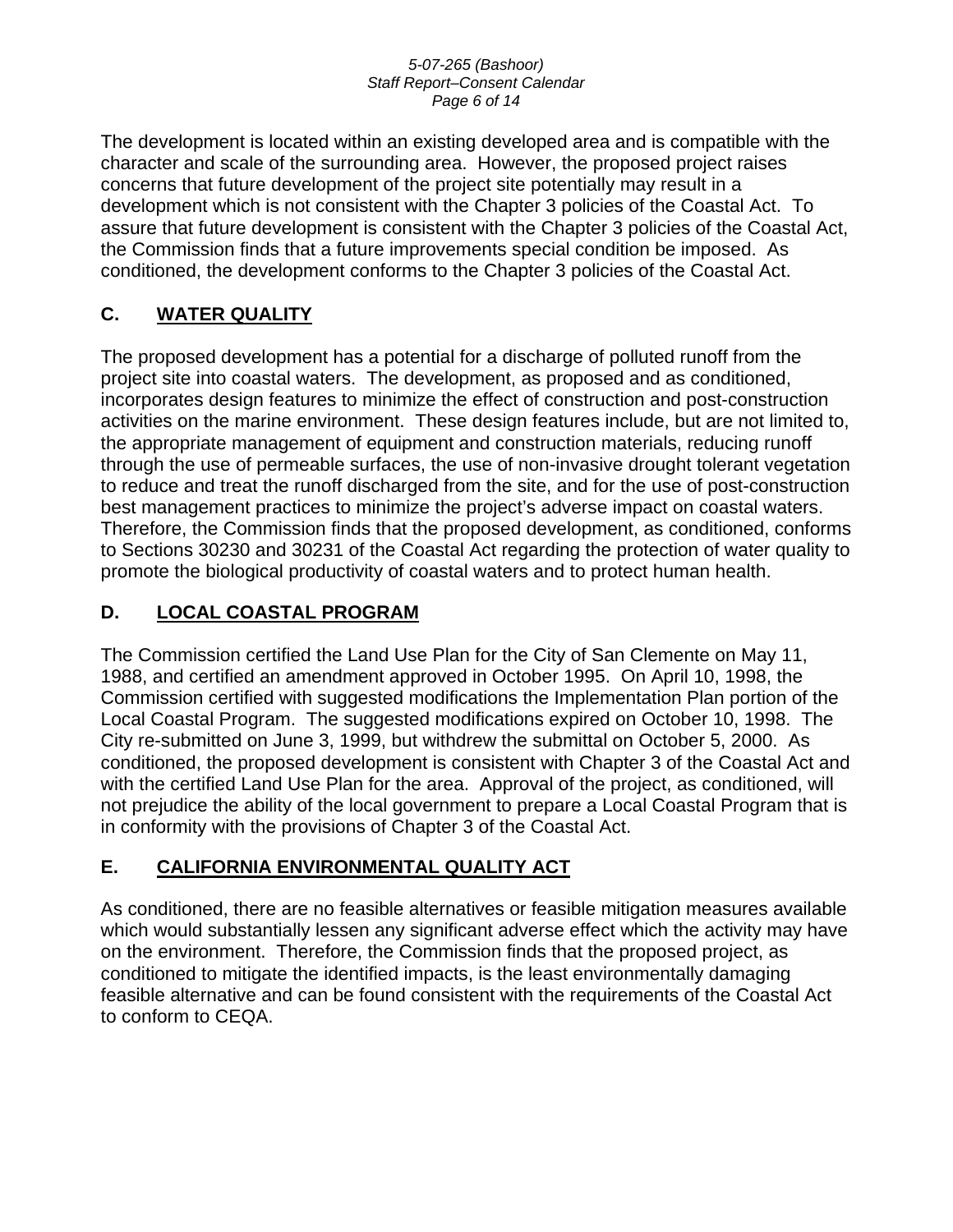The development is located within an existing developed area and is compatible with the character and scale of the surrounding area. However, the proposed project raises concerns that future development of the project site potentially may result in a development which is not consistent with the Chapter 3 policies of the Coastal Act. To assure that future development is consistent with the Chapter 3 policies of the Coastal Act, the Commission finds that a future improvements special condition be imposed. As conditioned, the development conforms to the Chapter 3 policies of the Coastal Act.

## C. WATER QUALITY

The proposed development has a potential for a discharge of polluted runoff from the project site into coastal waters. The development, as proposed and as conditioned, incorporates design features to minimize the effect of construction and post-construction activities on the marine environment. These design features include, but are not limited to, the appropriate management of equipment and construction materials, reducing runoff through the use of permeable surfaces, the use of non-invasive drought tolerant vegetation to reduce and treat the runoff discharged from the site, and for the use of post-construction best management practices to minimize the project's adverse impact on coastal waters. Therefore, the Commission finds that the proposed development, as conditioned, conforms to Sections 30230 and 30231 of the Coastal Act regarding the protection of water quality to promote the biological productivity of coastal waters and to protect human health.

## D. LOCAL COASTAL PROGRAM

The Commission certified the Land Use Plan for the City of San Clemente on May 11, 1988, and certified an amendment approved in October 1995. On April 10, 1998, the Commission certified with suggested modifications the Implementation Plan portion of the Local Coastal Program. The suggested modifications expired on October 10, 1998. The City re-submitted on June 3, 1999, but withdrew the submittal on October 5, 2000. As conditioned, the proposed development is consistent with Chapter 3 of the Coastal Act and with the certified Land Use Plan for the area. Approval of the project, as conditioned, will not prejudice the ability of the local government to prepare a Local Coastal Program that is in conformity with the provisions of Chapter 3 of the Coastal Act.

## E. CALIFORNIA ENVIRONMENTAL QUALITY ACT

As conditioned, there are no feasible alternatives or feasible mitigation measures available which would substantially lessen any significant adverse effect which the activity may have on the environment. Therefore, the Commission finds that the proposed project, as conditioned to mitigate the identified impacts, is the least environmentally damaging feasible alternative and can be found consistent with the requirements of the Coastal Act to conform to CEQA.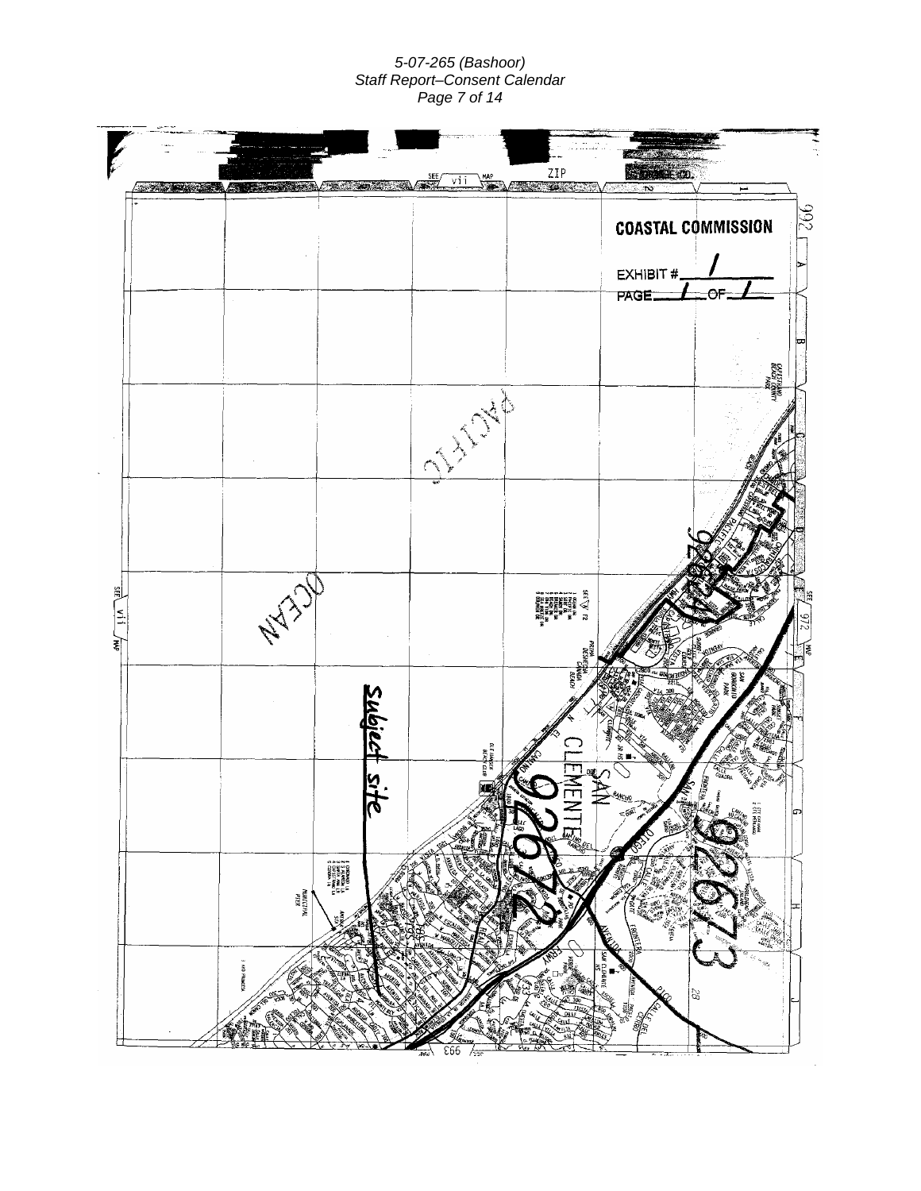COASTAL COMMISSION

EXHIBIT # 1

PAGE 1 OF 1

PACIFIC

OCEAN

subject site

SAN CLEMENTE

92672

92673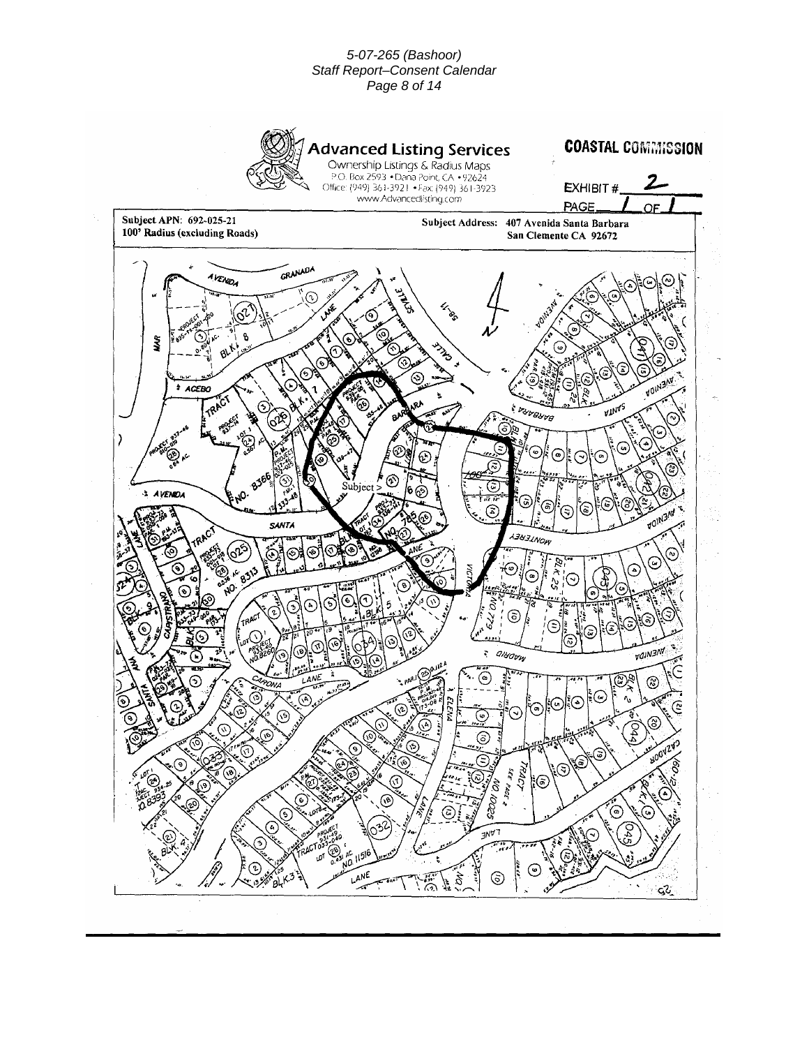**Advanced Listing Services**

Ownership Listings & Radius Maps
P.O. Box 2593 • Dana Point, CA • 92624
Office: (949) 361-3921 • Fax: (949) 361-3923
www.Advancedlisting.com

**COASTAL COMMISSION**

EXHIBIT # 2

PAGE 1 OF 1

**Subject APN:** 692-025-21
**100' Radius (excluding Roads)**

**Subject Address:** 407 Avenida Santa Barbara
San Clemente CA 92672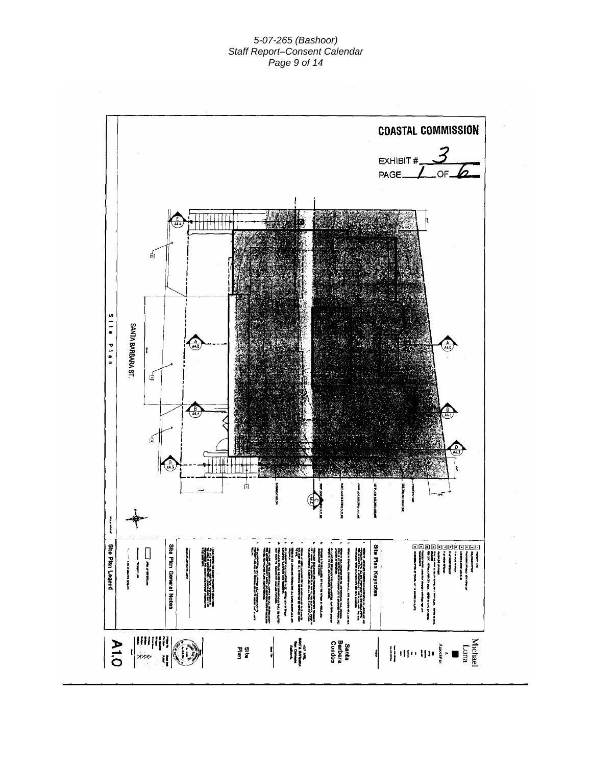COASTAL COMMISSION

EXHIBIT # 3

PAGE 1 OF 6

Site Plan

SANTA BARBARA ST.

Site Plan Keynotes

Site Plan General Notes

Site Plan Legend

Michael Luna & Associates

Santa Barbara Condos

Site Plan

A1.0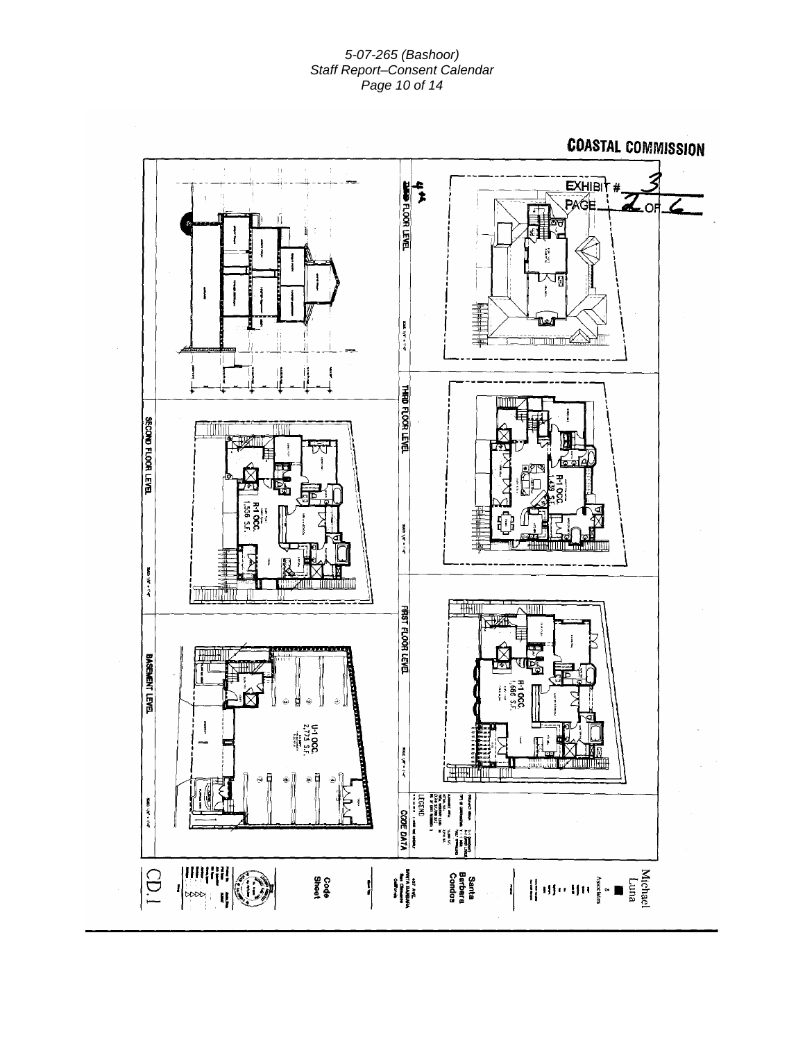COASTAL COMMISSION

EXHIBIT # 3

PAGE 2 OF 6

4th FLOOR LEVEL

THIRD FLOOR LEVEL

R-1 OCC.
1,439 S.F.

SECOND FLOOR LEVEL

R-1 OCC.
1,556 S.F.

FIRST FLOOR LEVEL

R-1 OCC.
1,666 S.F.

BASEMENT LEVEL

U-1 OCC.
2,773 S.F.

CODE DATA

LEGEND

Michael Luna & Associates

Santa Barbara Condos

407 AVE. SANTA BARBARA San Clemente California

Code Sheet

CD.1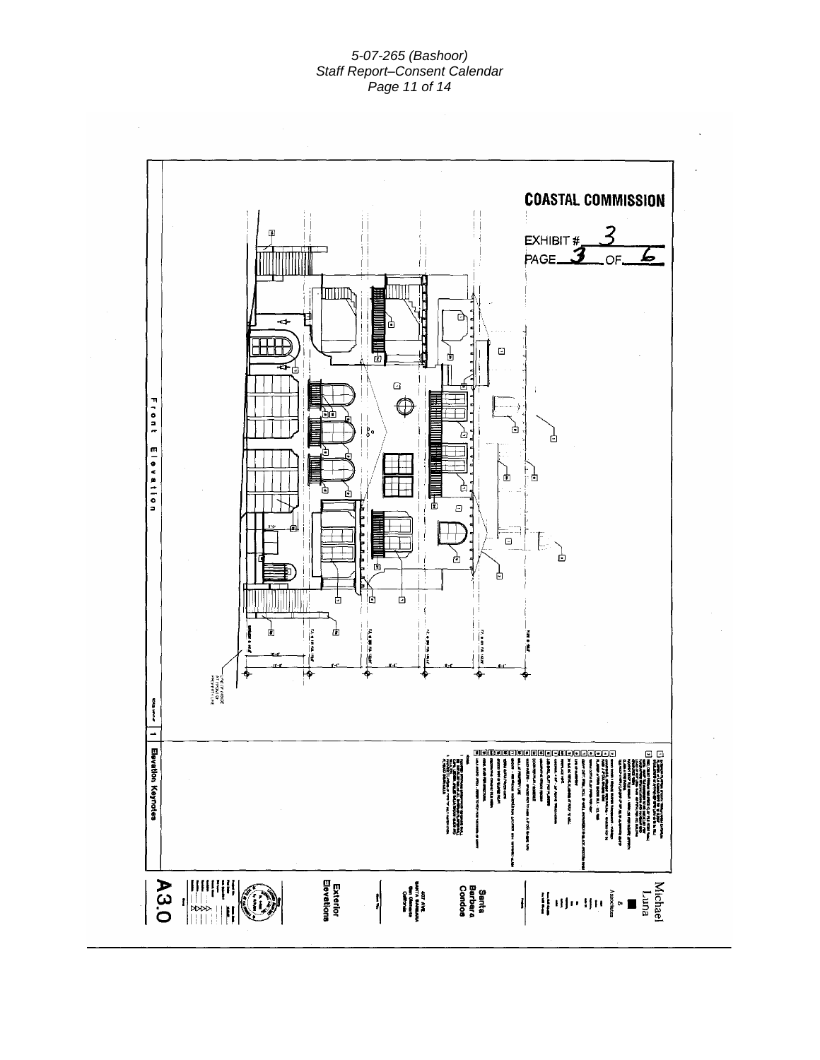COASTAL COMMISSION

EXHIBIT # 3

PAGE 3 OF 6

Front Elevation

1 Elevation Keynotes

Michael Luna & Associates

Santa Barbara Condos

Exterior Elevations

A3.0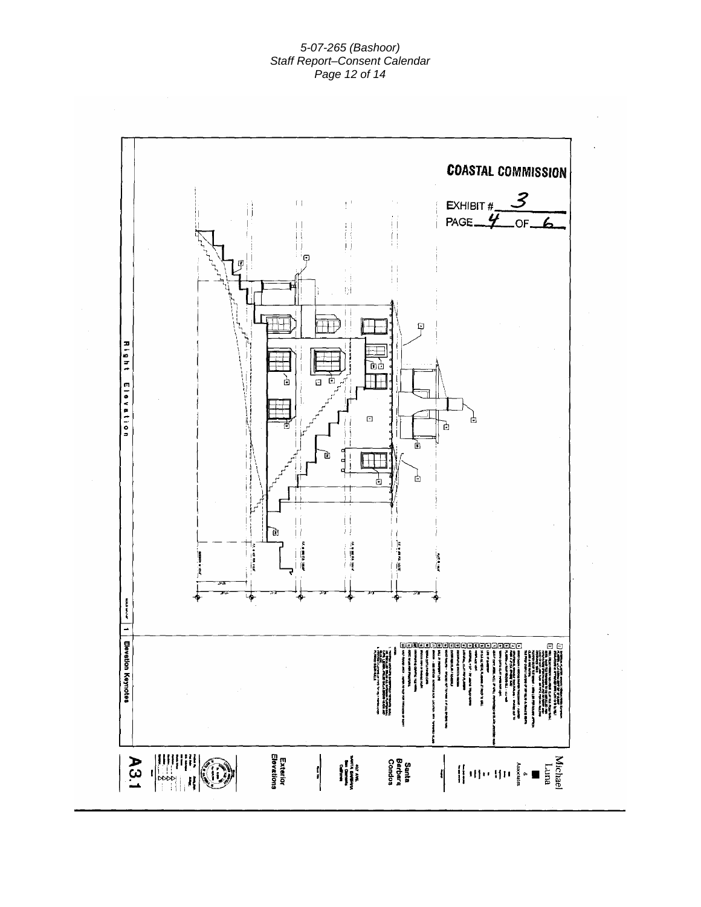COASTAL COMMISSION

EXHIBIT # 3
PAGE 4 OF 6

Right Elevation

Elevation Keynotes

Michael Luna & Associates

Santa Barbara Condos

Exterior Elevations

A3.1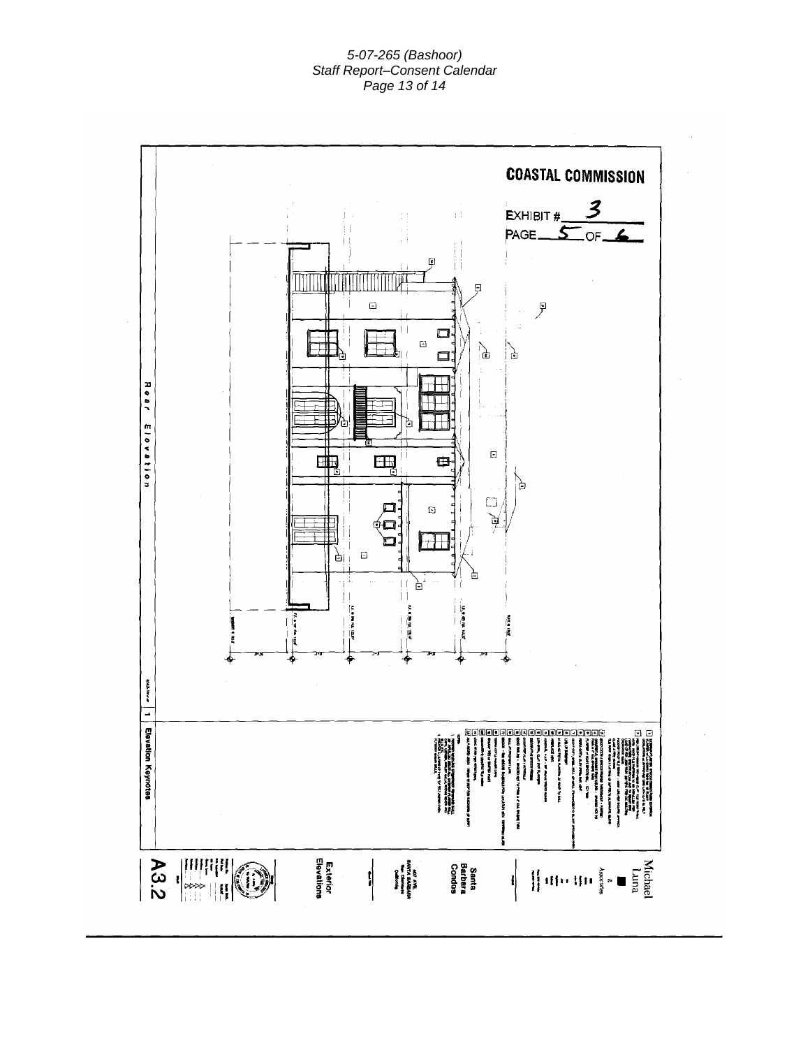COASTAL COMMISSION

EXHIBIT # 3

PAGE 5 OF 6

Rear Elevation

1 Elevation Keynotes

Michael Luna & Associates

Santa Barbara Condos

Exterior Elevations

A3.2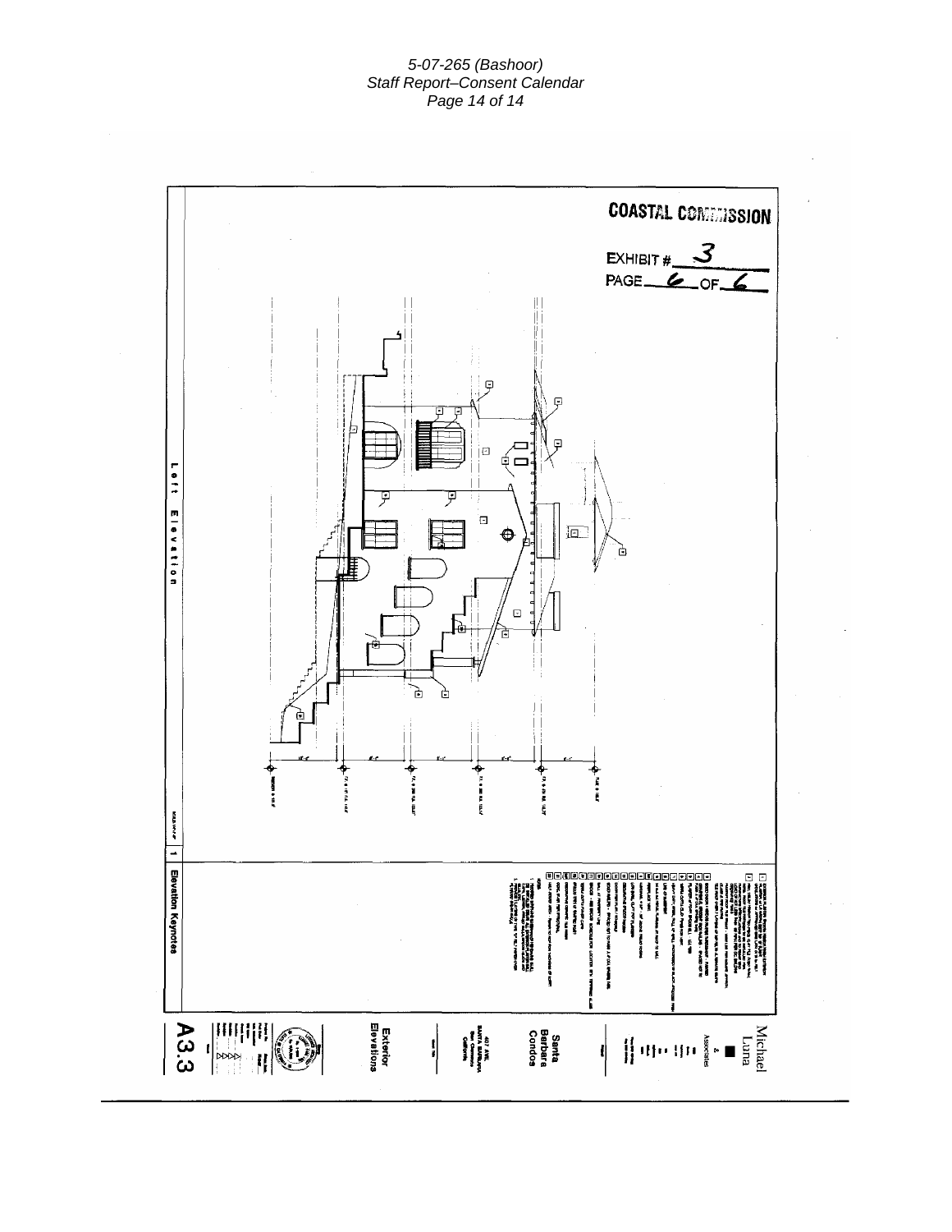COASTAL COMMISSION

EXHIBIT # 3
PAGE 6 OF 6

Left Elevation

Elevation Keynotes

Michael Luna & Associates

Santa Barbara Condos

Exterior Elevations

A3.3